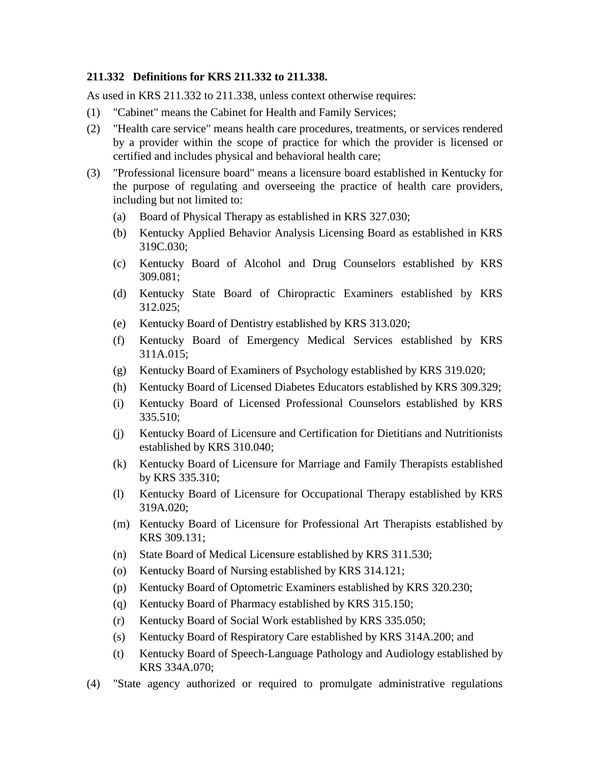**211.332 Definitions for KRS 211.332 to 211.338.**

As used in KRS 211.332 to 211.338, unless context otherwise requires:

(1) "Cabinet" means the Cabinet for Health and Family Services;

(2) "Health care service" means health care procedures, treatments, or services rendered by a provider within the scope of practice for which the provider is licensed or certified and includes physical and behavioral health care;

(3) "Professional licensure board" means a licensure board established in Kentucky for the purpose of regulating and overseeing the practice of health care providers, including but not limited to:

   (a) Board of Physical Therapy as established in KRS 327.030;

   (b) Kentucky Applied Behavior Analysis Licensing Board as established in KRS 319C.030;

   (c) Kentucky Board of Alcohol and Drug Counselors established by KRS 309.081;

   (d) Kentucky State Board of Chiropractic Examiners established by KRS 312.025;

   (e) Kentucky Board of Dentistry established by KRS 313.020;

   (f) Kentucky Board of Emergency Medical Services established by KRS 311A.015;

   (g) Kentucky Board of Examiners of Psychology established by KRS 319.020;

   (h) Kentucky Board of Licensed Diabetes Educators established by KRS 309.329;

   (i) Kentucky Board of Licensed Professional Counselors established by KRS 335.510;

   (j) Kentucky Board of Licensure and Certification for Dietitians and Nutritionists established by KRS 310.040;

   (k) Kentucky Board of Licensure for Marriage and Family Therapists established by KRS 335.310;

   (l) Kentucky Board of Licensure for Occupational Therapy established by KRS 319A.020;

   (m) Kentucky Board of Licensure for Professional Art Therapists established by KRS 309.131;

   (n) State Board of Medical Licensure established by KRS 311.530;

   (o) Kentucky Board of Nursing established by KRS 314.121;

   (p) Kentucky Board of Optometric Examiners established by KRS 320.230;

   (q) Kentucky Board of Pharmacy established by KRS 315.150;

   (r) Kentucky Board of Social Work established by KRS 335.050;

   (s) Kentucky Board of Respiratory Care established by KRS 314A.200; and

   (t) Kentucky Board of Speech-Language Pathology and Audiology established by KRS 334A.070;

(4) "State agency authorized or required to promulgate administrative regulations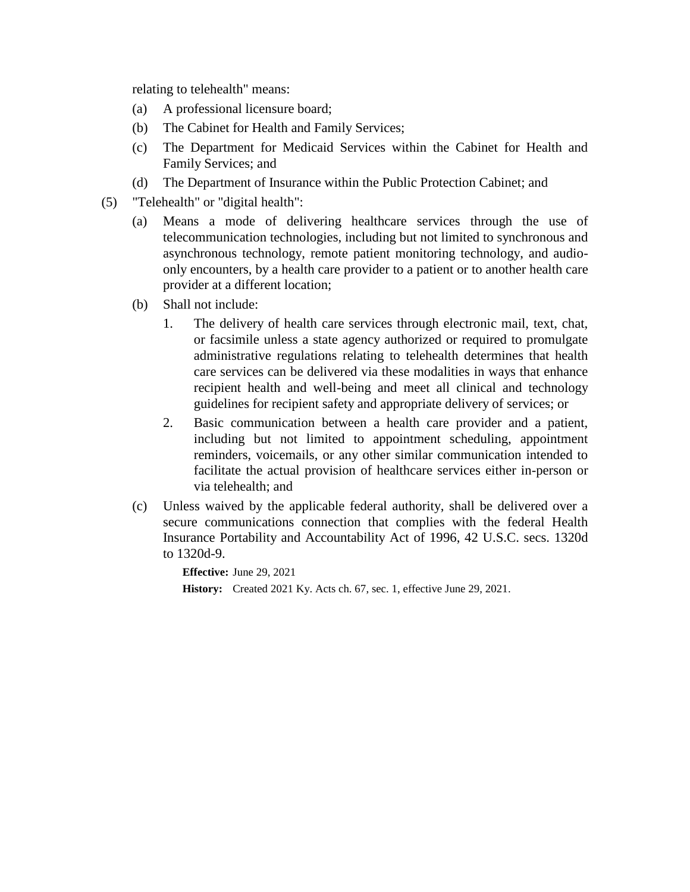relating to telehealth" means:

(a) A professional licensure board;

(b) The Cabinet for Health and Family Services;

(c) The Department for Medicaid Services within the Cabinet for Health and Family Services; and

(d) The Department of Insurance within the Public Protection Cabinet; and

(5) "Telehealth" or "digital health":

(a) Means a mode of delivering healthcare services through the use of telecommunication technologies, including but not limited to synchronous and asynchronous technology, remote patient monitoring technology, and audio-only encounters, by a health care provider to a patient or to another health care provider at a different location;

(b) Shall not include:

1. The delivery of health care services through electronic mail, text, chat, or facsimile unless a state agency authorized or required to promulgate administrative regulations relating to telehealth determines that health care services can be delivered via these modalities in ways that enhance recipient health and well-being and meet all clinical and technology guidelines for recipient safety and appropriate delivery of services; or

2. Basic communication between a health care provider and a patient, including but not limited to appointment scheduling, appointment reminders, voicemails, or any other similar communication intended to facilitate the actual provision of healthcare services either in-person or via telehealth; and

(c) Unless waived by the applicable federal authority, shall be delivered over a secure communications connection that complies with the federal Health Insurance Portability and Accountability Act of 1996, 42 U.S.C. secs. 1320d to 1320d-9.

**Effective:** June 29, 2021

**History:** Created 2021 Ky. Acts ch. 67, sec. 1, effective June 29, 2021.